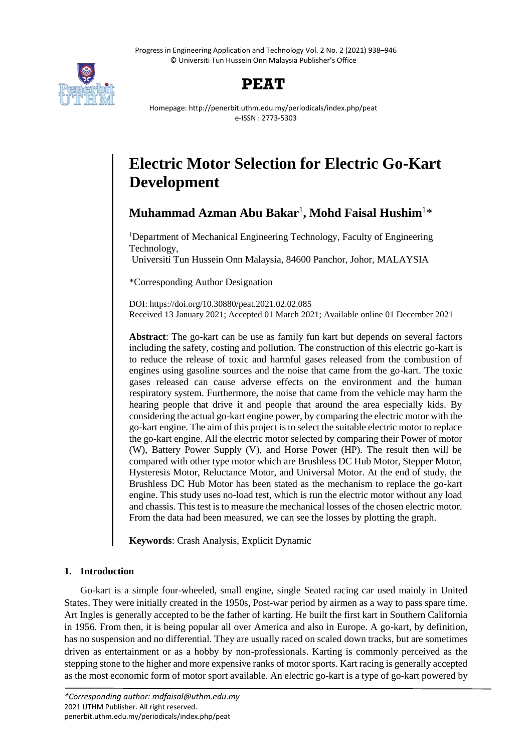# Electric Motor Selection for Electric Go-Kart Development

**Muhammad Azman Abu Bakar**[1]**, Mohd Faisal Hushim**[1]*

[1]Department of Mechanical Engineering Technology, Faculty of Engineering Technology,
Universiti Tun Hussein Onn Malaysia, 84600 Panchor, Johor, MALAYSIA

*Corresponding Author Designation

DOI: https://doi.org/10.30880/peat.2021.02.02.085
Received 13 January 2021; Accepted 01 March 2021; Available online 01 December 2021

**Abstract**: The go-kart can be use as family fun kart but depends on several factors including the safety, costing and pollution. The construction of this electric go-kart is to reduce the release of toxic and harmful gases released from the combustion of engines using gasoline sources and the noise that came from the go-kart. The toxic gases released can cause adverse effects on the environment and the human respiratory system. Furthermore, the noise that came from the vehicle may harm the hearing people that drive it and people that around the area especially kids. By considering the actual go-kart engine power, by comparing the electric motor with the go-kart engine. The aim of this project is to select the suitable electric motor to replace the go-kart engine. All the electric motor selected by comparing their Power of motor (W), Battery Power Supply (V), and Horse Power (HP). The result then will be compared with other type motor which are Brushless DC Hub Motor, Stepper Motor, Hysteresis Motor, Reluctance Motor, and Universal Motor. At the end of study, the Brushless DC Hub Motor has been stated as the mechanism to replace the go-kart engine. This study uses no-load test, which is run the electric motor without any load and chassis. This test is to measure the mechanical losses of the chosen electric motor. From the data had been measured, we can see the losses by plotting the graph.

**Keywords**: Crash Analysis, Explicit Dynamic

## 1. Introduction

Go-kart is a simple four-wheeled, small engine, single Seated racing car used mainly in United States. They were initially created in the 1950s, Post-war period by airmen as a way to pass spare time. Art Ingles is generally accepted to be the father of karting. He built the first kart in Southern California in 1956. From then, it is being popular all over America and also in Europe. A go-kart, by definition, has no suspension and no differential. They are usually raced on scaled down tracks, but are sometimes driven as entertainment or as a hobby by non-professionals. Karting is commonly perceived as the stepping stone to the higher and more expensive ranks of motor sports. Kart racing is generally accepted as the most economic form of motor sport available. An electric go-kart is a type of go-kart powered by

*Corresponding author: mdfaisal@uthm.edu.my
2021 UTHM Publisher. All right reserved.
penerbit.uthm.edu.my/periodicals/index.php/peat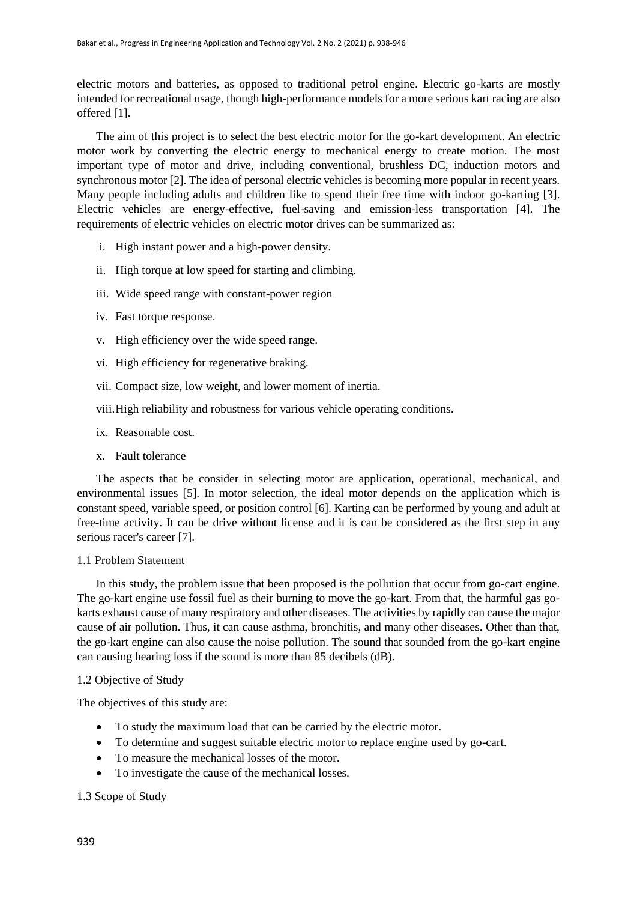electric motors and batteries, as opposed to traditional petrol engine. Electric go-karts are mostly intended for recreational usage, though high-performance models for a more serious kart racing are also offered [1].

The aim of this project is to select the best electric motor for the go-kart development. An electric motor work by converting the electric energy to mechanical energy to create motion. The most important type of motor and drive, including conventional, brushless DC, induction motors and synchronous motor [2]. The idea of personal electric vehicles is becoming more popular in recent years. Many people including adults and children like to spend their free time with indoor go-karting [3]. Electric vehicles are energy-effective, fuel-saving and emission-less transportation [4]. The requirements of electric vehicles on electric motor drives can be summarized as:

i. High instant power and a high-power density.

ii. High torque at low speed for starting and climbing.

iii. Wide speed range with constant-power region

iv. Fast torque response.

v. High efficiency over the wide speed range.

vi. High efficiency for regenerative braking.

vii. Compact size, low weight, and lower moment of inertia.

viii. High reliability and robustness for various vehicle operating conditions.

ix. Reasonable cost.

x. Fault tolerance

The aspects that be consider in selecting motor are application, operational, mechanical, and environmental issues [5]. In motor selection, the ideal motor depends on the application which is constant speed, variable speed, or position control [6]. Karting can be performed by young and adult at free-time activity. It can be drive without license and it is can be considered as the first step in any serious racer's career [7].

### 1.1 Problem Statement

In this study, the problem issue that been proposed is the pollution that occur from go-cart engine. The go-kart engine use fossil fuel as their burning to move the go-kart. From that, the harmful gas go-karts exhaust cause of many respiratory and other diseases. The activities by rapidly can cause the major cause of air pollution. Thus, it can cause asthma, bronchitis, and many other diseases. Other than that, the go-kart engine can also cause the noise pollution. The sound that sounded from the go-kart engine can causing hearing loss if the sound is more than 85 decibels (dB).

### 1.2 Objective of Study

The objectives of this study are:

- To study the maximum load that can be carried by the electric motor.
- To determine and suggest suitable electric motor to replace engine used by go-cart.
- To measure the mechanical losses of the motor.
- To investigate the cause of the mechanical losses.

### 1.3 Scope of Study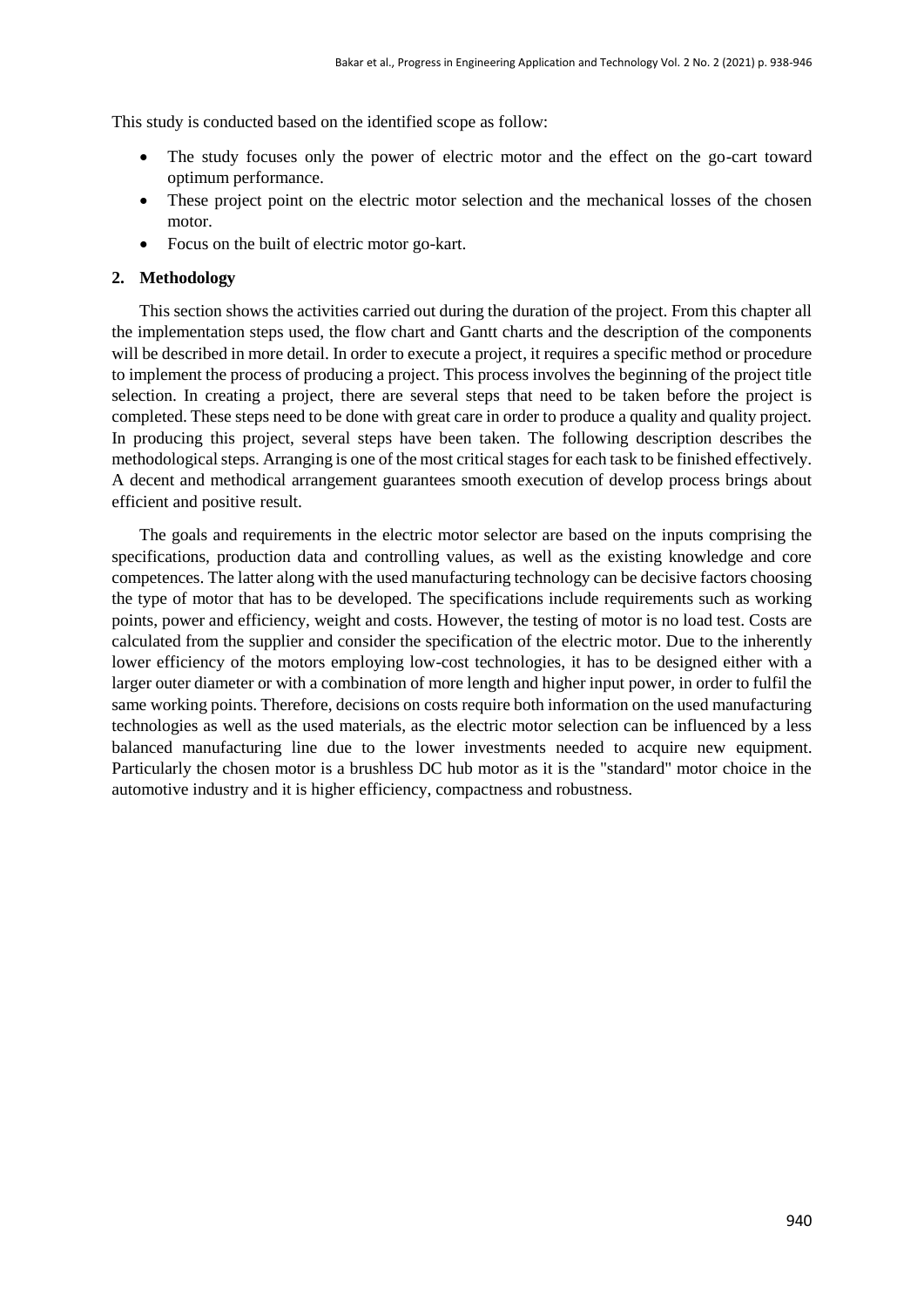This study is conducted based on the identified scope as follow:

- The study focuses only the power of electric motor and the effect on the go-cart toward optimum performance.
- These project point on the electric motor selection and the mechanical losses of the chosen motor.
- Focus on the built of electric motor go-kart.

## 2. Methodology

This section shows the activities carried out during the duration of the project. From this chapter all the implementation steps used, the flow chart and Gantt charts and the description of the components will be described in more detail. In order to execute a project, it requires a specific method or procedure to implement the process of producing a project. This process involves the beginning of the project title selection. In creating a project, there are several steps that need to be taken before the project is completed. These steps need to be done with great care in order to produce a quality and quality project. In producing this project, several steps have been taken. The following description describes the methodological steps. Arranging is one of the most critical stages for each task to be finished effectively. A decent and methodical arrangement guarantees smooth execution of develop process brings about efficient and positive result.

The goals and requirements in the electric motor selector are based on the inputs comprising the specifications, production data and controlling values, as well as the existing knowledge and core competences. The latter along with the used manufacturing technology can be decisive factors choosing the type of motor that has to be developed. The specifications include requirements such as working points, power and efficiency, weight and costs. However, the testing of motor is no load test. Costs are calculated from the supplier and consider the specification of the electric motor. Due to the inherently lower efficiency of the motors employing low-cost technologies, it has to be designed either with a larger outer diameter or with a combination of more length and higher input power, in order to fulfil the same working points. Therefore, decisions on costs require both information on the used manufacturing technologies as well as the used materials, as the electric motor selection can be influenced by a less balanced manufacturing line due to the lower investments needed to acquire new equipment. Particularly the chosen motor is a brushless DC hub motor as it is the "standard" motor choice in the automotive industry and it is higher efficiency, compactness and robustness.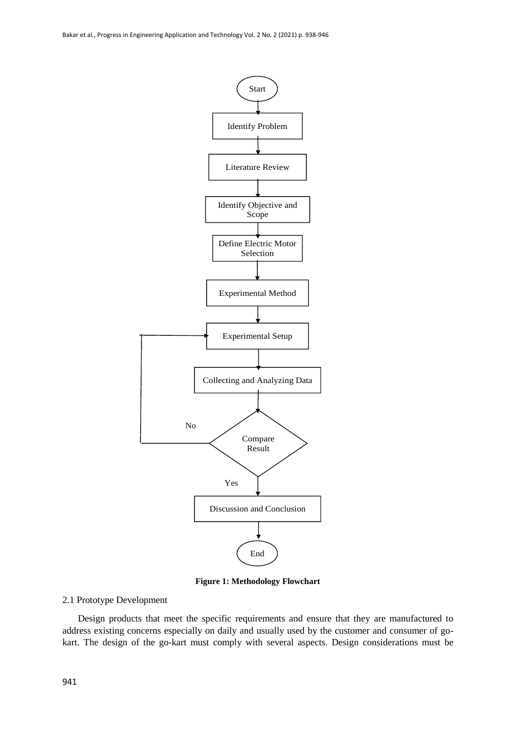Start

Identify Problem

Literature Review

Identify Objective and Scope

Define Electric Motor Selection

Experimental Method

Experimental Setup

Collecting and Analyzing Data

Compare Result

No

Yes

Discussion and Conclusion

End

**Figure 1: Methodology Flowchart**

2.1 Prototype Development

Design products that meet the specific requirements and ensure that they are manufactured to address existing concerns especially on daily and usually used by the customer and consumer of go-kart. The design of the go-kart must comply with several aspects. Design considerations must be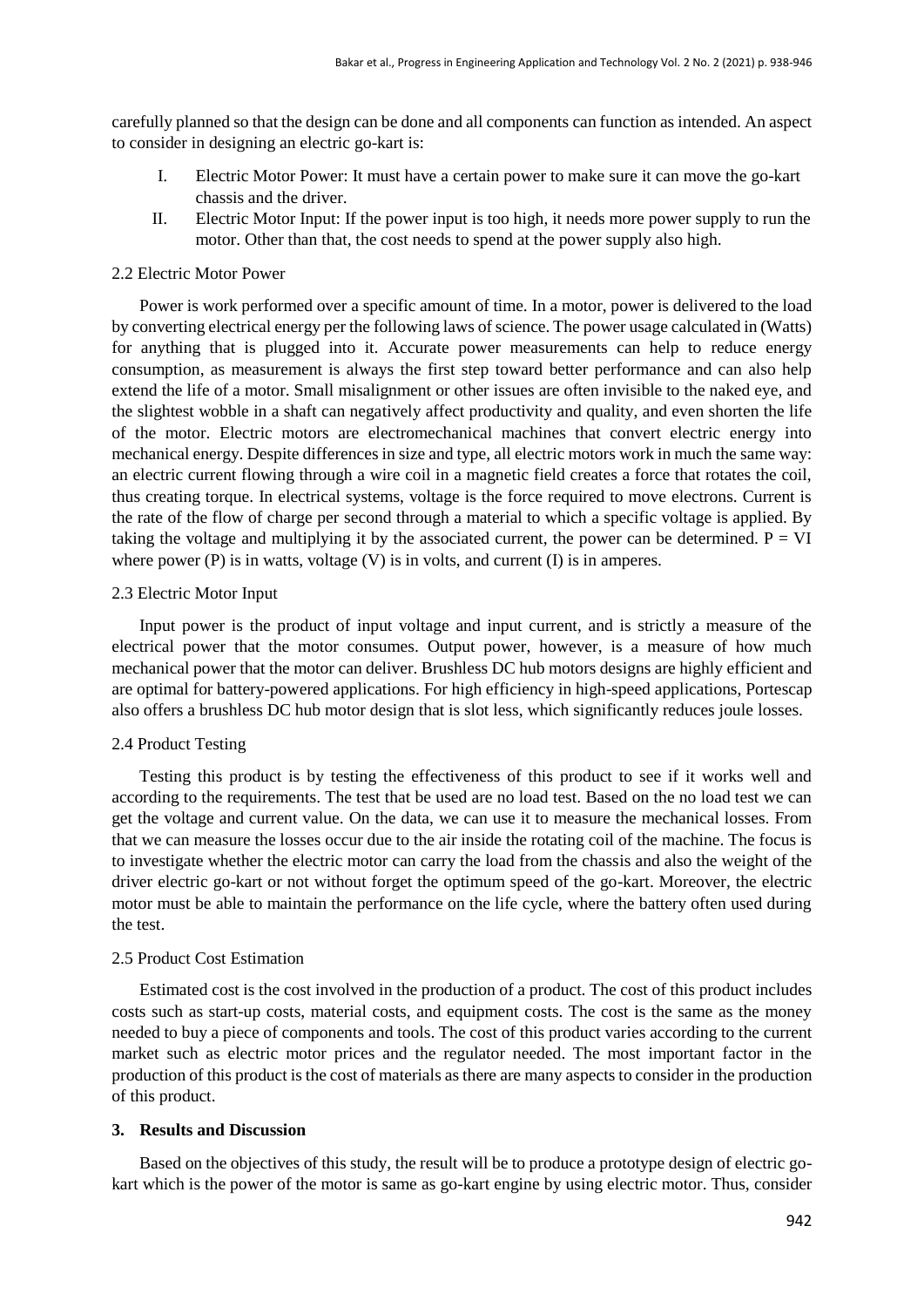carefully planned so that the design can be done and all components can function as intended. An aspect to consider in designing an electric go-kart is:

I. Electric Motor Power: It must have a certain power to make sure it can move the go-kart chassis and the driver.
II. Electric Motor Input: If the power input is too high, it needs more power supply to run the motor. Other than that, the cost needs to spend at the power supply also high.

### 2.2 Electric Motor Power

Power is work performed over a specific amount of time. In a motor, power is delivered to the load by converting electrical energy per the following laws of science. The power usage calculated in (Watts) for anything that is plugged into it. Accurate power measurements can help to reduce energy consumption, as measurement is always the first step toward better performance and can also help extend the life of a motor. Small misalignment or other issues are often invisible to the naked eye, and the slightest wobble in a shaft can negatively affect productivity and quality, and even shorten the life of the motor. Electric motors are electromechanical machines that convert electric energy into mechanical energy. Despite differences in size and type, all electric motors work in much the same way: an electric current flowing through a wire coil in a magnetic field creates a force that rotates the coil, thus creating torque. In electrical systems, voltage is the force required to move electrons. Current is the rate of the flow of charge per second through a material to which a specific voltage is applied. By taking the voltage and multiplying it by the associated current, the power can be determined. $P = VI$ where power ($P$) is in watts, voltage ($V$) is in volts, and current ($I$) is in amperes.

### 2.3 Electric Motor Input

Input power is the product of input voltage and input current, and is strictly a measure of the electrical power that the motor consumes. Output power, however, is a measure of how much mechanical power that the motor can deliver. Brushless DC hub motors designs are highly efficient and are optimal for battery-powered applications. For high efficiency in high-speed applications, Portescap also offers a brushless DC hub motor design that is slot less, which significantly reduces joule losses.

### 2.4 Product Testing

Testing this product is by testing the effectiveness of this product to see if it works well and according to the requirements. The test that be used are no load test. Based on the no load test we can get the voltage and current value. On the data, we can use it to measure the mechanical losses. From that we can measure the losses occur due to the air inside the rotating coil of the machine. The focus is to investigate whether the electric motor can carry the load from the chassis and also the weight of the driver electric go-kart or not without forget the optimum speed of the go-kart. Moreover, the electric motor must be able to maintain the performance on the life cycle, where the battery often used during the test.

### 2.5 Product Cost Estimation

Estimated cost is the cost involved in the production of a product. The cost of this product includes costs such as start-up costs, material costs, and equipment costs. The cost is the same as the money needed to buy a piece of components and tools. The cost of this product varies according to the current market such as electric motor prices and the regulator needed. The most important factor in the production of this product is the cost of materials as there are many aspects to consider in the production of this product.

## 3. Results and Discussion

Based on the objectives of this study, the result will be to produce a prototype design of electric go-kart which is the power of the motor is same as go-kart engine by using electric motor. Thus, consider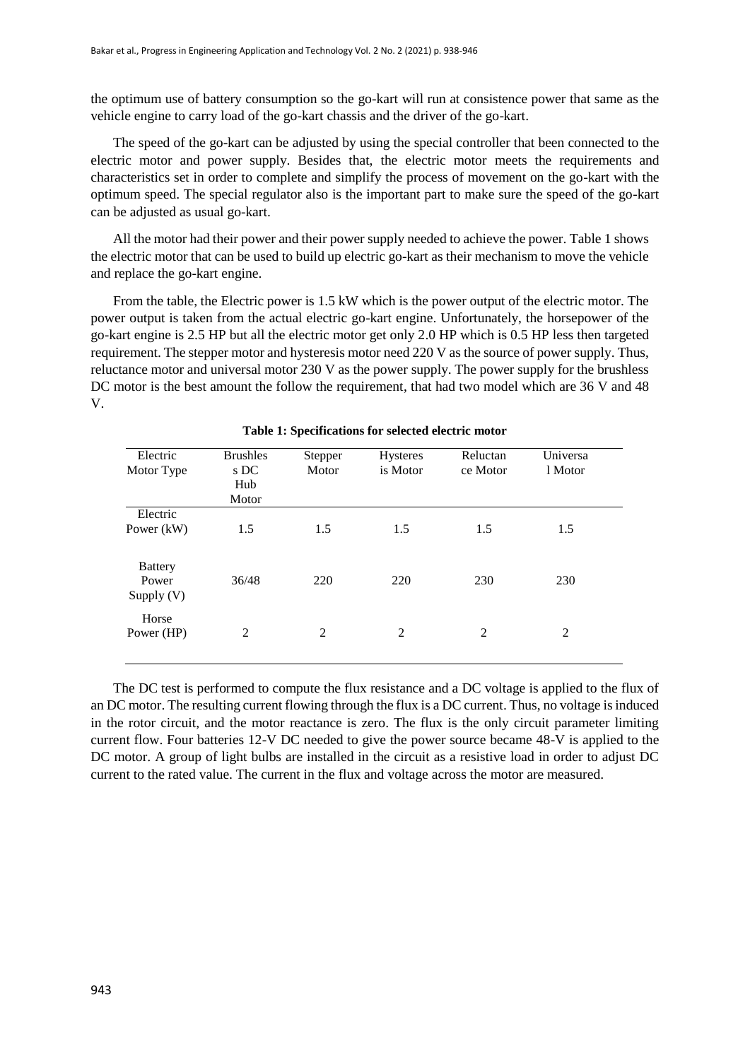the optimum use of battery consumption so the go-kart will run at consistence power that same as the vehicle engine to carry load of the go-kart chassis and the driver of the go-kart.

The speed of the go-kart can be adjusted by using the special controller that been connected to the electric motor and power supply. Besides that, the electric motor meets the requirements and characteristics set in order to complete and simplify the process of movement on the go-kart with the optimum speed. The special regulator also is the important part to make sure the speed of the go-kart can be adjusted as usual go-kart.

All the motor had their power and their power supply needed to achieve the power. Table 1 shows the electric motor that can be used to build up electric go-kart as their mechanism to move the vehicle and replace the go-kart engine.

From the table, the Electric power is 1.5 kW which is the power output of the electric motor. The power output is taken from the actual electric go-kart engine. Unfortunately, the horsepower of the go-kart engine is 2.5 HP but all the electric motor get only 2.0 HP which is 0.5 HP less then targeted requirement. The stepper motor and hysteresis motor need 220 V as the source of power supply. Thus, reluctance motor and universal motor 230 V as the power supply. The power supply for the brushless DC motor is the best amount the follow the requirement, that had two model which are 36 V and 48 V.

**Table 1: Specifications for selected electric motor**

| Electric Motor Type | Brushless DC Hub Motor | Stepper Motor | Hysteresis Motor | Reluctance Motor | Universal Motor |
|---|---|---|---|---|---|
| Electric Power (kW) | 1.5 | 1.5 | 1.5 | 1.5 | 1.5 |
| Battery Power Supply (V) | 36/48 | 220 | 220 | 230 | 230 |
| Horse Power (HP) | 2 | 2 | 2 | 2 | 2 |

The DC test is performed to compute the flux resistance and a DC voltage is applied to the flux of an DC motor. The resulting current flowing through the flux is a DC current. Thus, no voltage is induced in the rotor circuit, and the motor reactance is zero. The flux is the only circuit parameter limiting current flow. Four batteries 12-V DC needed to give the power source became 48-V is applied to the DC motor. A group of light bulbs are installed in the circuit as a resistive load in order to adjust DC current to the rated value. The current in the flux and voltage across the motor are measured.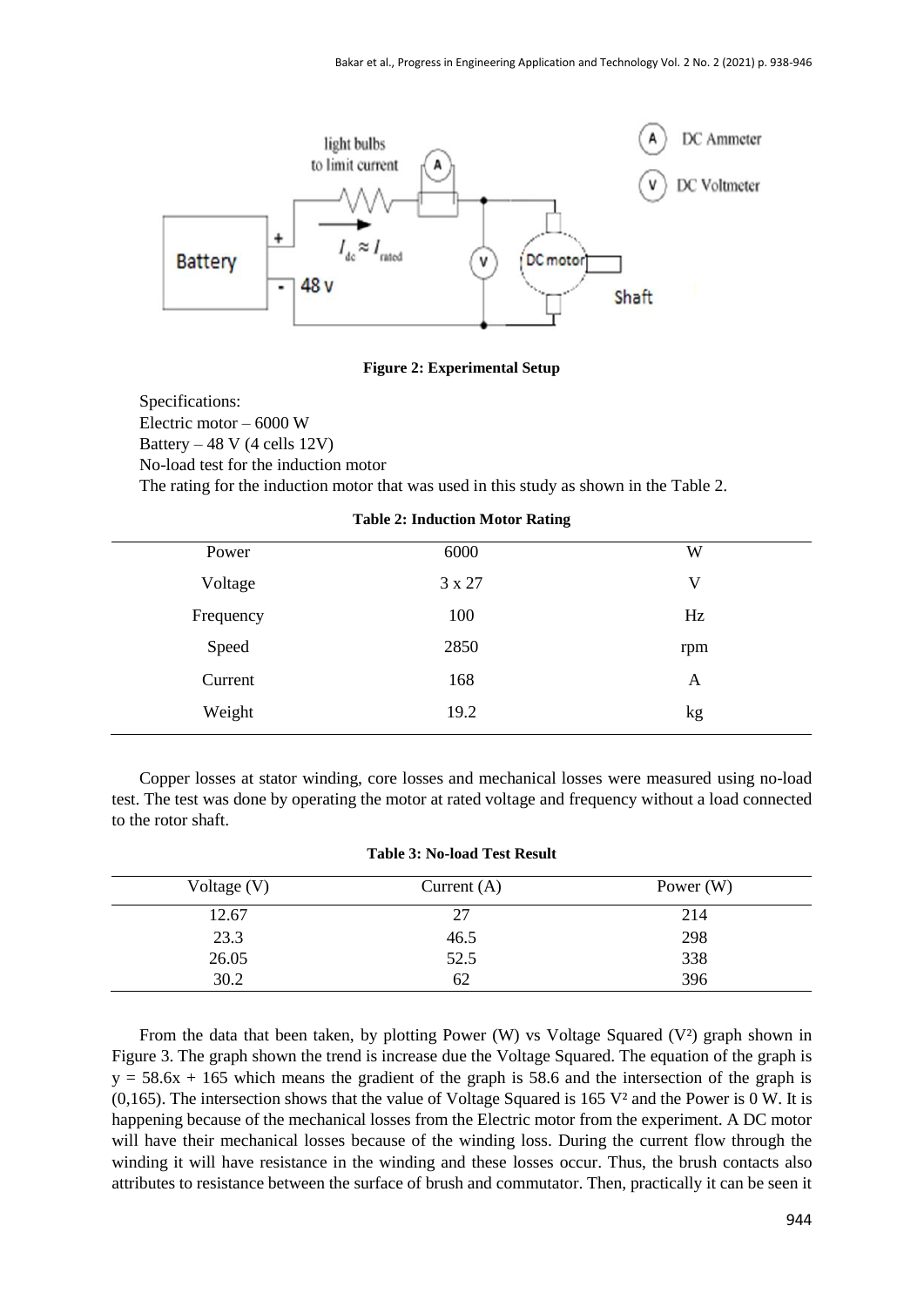**Figure 2: Experimental Setup**

Specifications:
Electric motor – 6000 W
Battery – 48 V (4 cells 12V)
No-load test for the induction motor
The rating for the induction motor that was used in this study as shown in the Table 2.

**Table 2: Induction Motor Rating**

| | | |
|---|---|---|
| Power | 6000 | W |
| Voltage | 3 x 27 | V |
| Frequency | 100 | Hz |
| Speed | 2850 | rpm |
| Current | 168 | A |
| Weight | 19.2 | kg |

Copper losses at stator winding, core losses and mechanical losses were measured using no-load test. The test was done by operating the motor at rated voltage and frequency without a load connected to the rotor shaft.

**Table 3: No-load Test Result**

| Voltage (V) | Current (A) | Power (W) |
|---|---|---|
| 12.67 | 27 | 214 |
| 23.3 | 46.5 | 298 |
| 26.05 | 52.5 | 338 |
| 30.2 | 62 | 396 |

From the data that been taken, by plotting Power (W) vs Voltage Squared ($V^2$) graph shown in Figure 3. The graph shown the trend is increase due the Voltage Squared. The equation of the graph is $y = 58.6x + 165$ which means the gradient of the graph is 58.6 and the intersection of the graph is (0,165). The intersection shows that the value of Voltage Squared is 165 $V^2$ and the Power is 0 W. It is happening because of the mechanical losses from the Electric motor from the experiment. A DC motor will have their mechanical losses because of the winding loss. During the current flow through the winding it will have resistance in the winding and these losses occur. Thus, the brush contacts also attributes to resistance between the surface of brush and commutator. Then, practically it can be seen it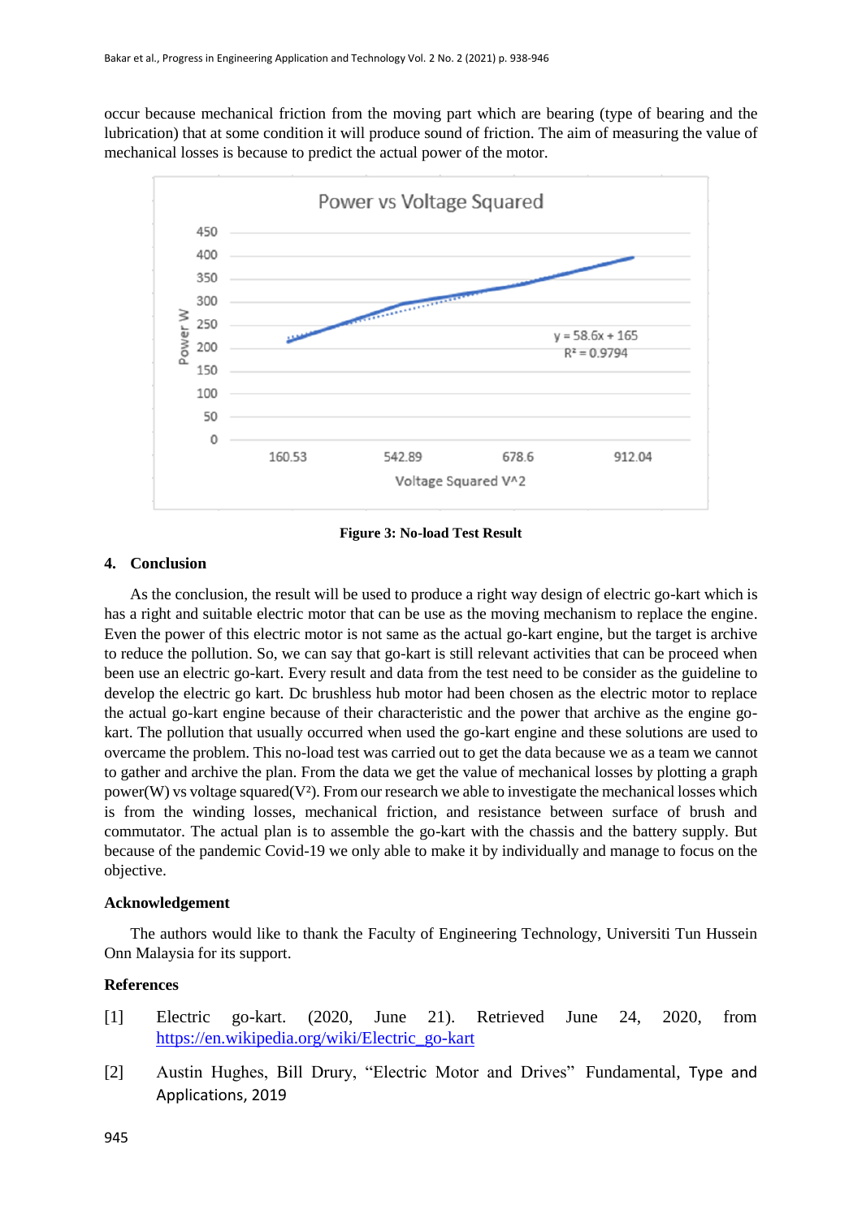occur because mechanical friction from the moving part which are bearing (type of bearing and the lubrication) that at some condition it will produce sound of friction. The aim of measuring the value of mechanical losses is because to predict the actual power of the motor.

**Figure 3: No-load Test Result**

## 4. Conclusion

As the conclusion, the result will be used to produce a right way design of electric go-kart which is has a right and suitable electric motor that can be use as the moving mechanism to replace the engine. Even the power of this electric motor is not same as the actual go-kart engine, but the target is archive to reduce the pollution. So, we can say that go-kart is still relevant activities that can be proceed when been use an electric go-kart. Every result and data from the test need to be consider as the guideline to develop the electric go kart. Dc brushless hub motor had been chosen as the electric motor to replace the actual go-kart engine because of their characteristic and the power that archive as the engine go-kart. The pollution that usually occurred when used the go-kart engine and these solutions are used to overcame the problem. This no-load test was carried out to get the data because we as a team we cannot to gather and archive the plan. From the data we get the value of mechanical losses by plotting a graph power(W) vs voltage squared($V^2$). From our research we able to investigate the mechanical losses which is from the winding losses, mechanical friction, and resistance between surface of brush and commutator. The actual plan is to assemble the go-kart with the chassis and the battery supply. But because of the pandemic Covid-19 we only able to make it by individually and manage to focus on the objective.

## Acknowledgement

The authors would like to thank the Faculty of Engineering Technology, Universiti Tun Hussein Onn Malaysia for its support.

## References

[1] Electric go-kart. (2020, June 21). Retrieved June 24, 2020, from https://en.wikipedia.org/wiki/Electric_go-kart

[2] Austin Hughes, Bill Drury, "Electric Motor and Drives" Fundamental, Type and Applications, 2019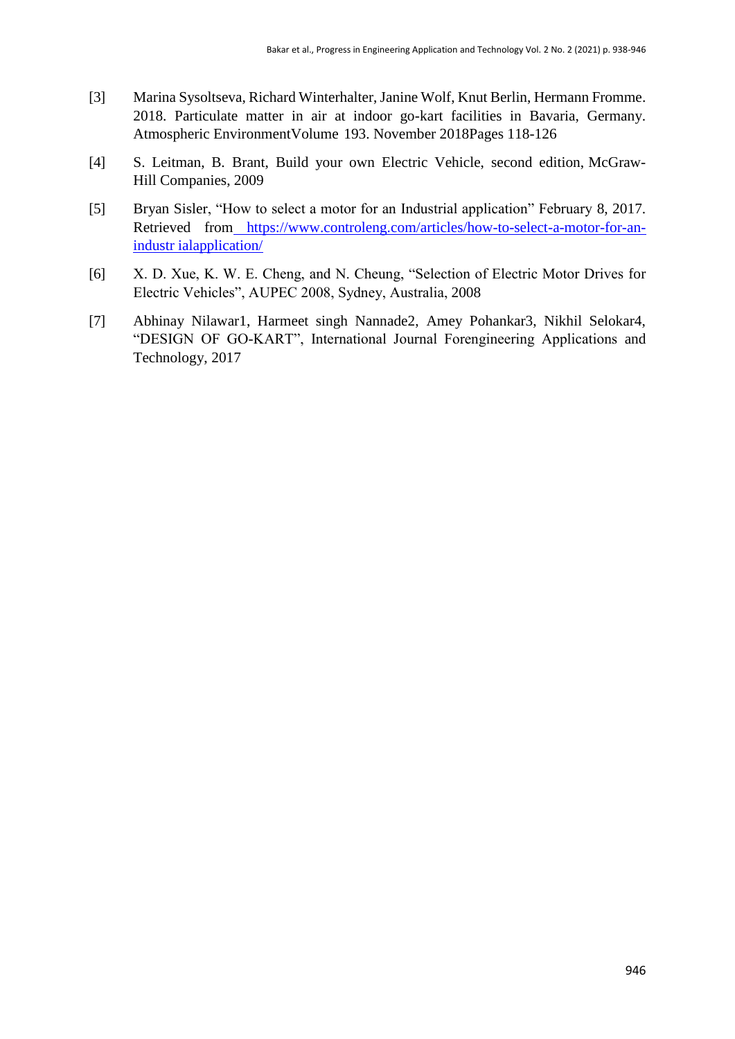[3] Marina Sysoltseva, Richard Winterhalter, Janine Wolf, Knut Berlin, Hermann Fromme. 2018. Particulate matter in air at indoor go-kart facilities in Bavaria, Germany. Atmospheric EnvironmentVolume 193. November 2018Pages 118-126

[4] S. Leitman, B. Brant, Build your own Electric Vehicle, second edition, McGraw-Hill Companies, 2009

[5] Bryan Sisler, "How to select a motor for an Industrial application" February 8, 2017. Retrieved from https://www.controleng.com/articles/how-to-select-a-motor-for-an-industr ialapplication/

[6] X. D. Xue, K. W. E. Cheng, and N. Cheung, "Selection of Electric Motor Drives for Electric Vehicles", AUPEC 2008, Sydney, Australia, 2008

[7] Abhinay Nilawar1, Harmeet singh Nannade2, Amey Pohankar3, Nikhil Selokar4, "DESIGN OF GO-KART", International Journal Forengineering Applications and Technology, 2017